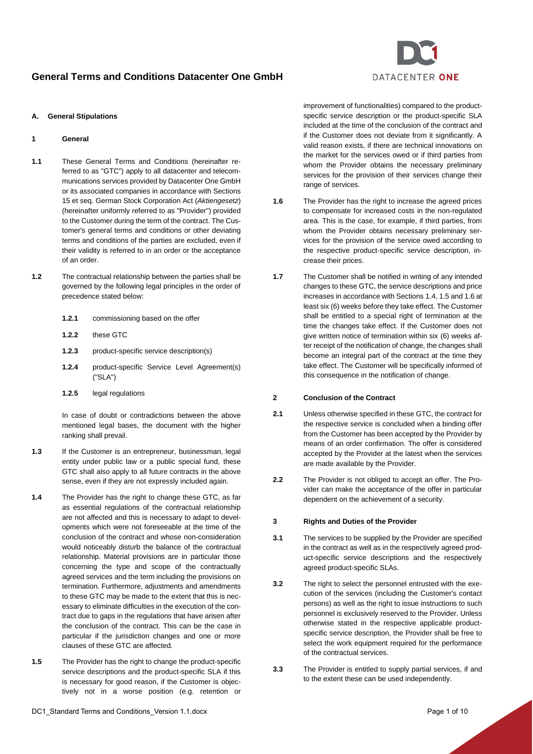# General Terms and Conditions Datacenter One GmbH

## A. General Stipulations

### 1 General

**1.1** These General Terms and Conditions (hereinafter referred to as "GTC") apply to all datacenter and telecommunications services provided by Datacenter One GmbH or its associated companies in accordance with Sections 15 et seq. German Stock Corporation Act (*Aktiengesetz*) (hereinafter uniformly referred to as "Provider") provided to the Customer during the term of the contract. The Customer's general terms and conditions or other deviating terms and conditions of the parties are excluded, even if their validity is referred to in an order or the acceptance of an order.

**1.2** The contractual relationship between the parties shall be governed by the following legal principles in the order of precedence stated below:

- **1.2.1** commissioning based on the offer
- **1.2.2** these GTC
- **1.2.3** product-specific service description(s)
- **1.2.4** product-specific Service Level Agreement(s) ("SLA")
- **1.2.5** legal regulations

In case of doubt or contradictions between the above mentioned legal bases, the document with the higher ranking shall prevail.

**1.3** If the Customer is an entrepreneur, businessman, legal entity under public law or a public special fund, these GTC shall also apply to all future contracts in the above sense, even if they are not expressly included again.

**1.4** The Provider has the right to change these GTC, as far as essential regulations of the contractual relationship are not affected and this is necessary to adapt to developments which were not foreseeable at the time of the conclusion of the contract and whose non-consideration would noticeably disturb the balance of the contractual relationship. Material provisions are in particular those concerning the type and scope of the contractually agreed services and the term including the provisions on termination. Furthermore, adjustments and amendments to these GTC may be made to the extent that this is necessary to eliminate difficulties in the execution of the contract due to gaps in the regulations that have arisen after the conclusion of the contract. This can be the case in particular if the jurisdiction changes and one or more clauses of these GTC are affected.

**1.5** The Provider has the right to change the product-specific service descriptions and the product-specific SLA if this is necessary for good reason, if the Customer is objectively not in a worse position (e.g. retention or improvement of functionalities) compared to the product-specific service description or the product-specific SLA included at the time of the conclusion of the contract and if the Customer does not deviate from it significantly. A valid reason exists, if there are technical innovations on the market for the services owed or if third parties from whom the Provider obtains the necessary preliminary services for the provision of their services change their range of services.

**1.6** The Provider has the right to increase the agreed prices to compensate for increased costs in the non-regulated area. This is the case, for example, if third parties, from whom the Provider obtains necessary preliminary services for the provision of the service owed according to the respective product-specific service description, increase their prices.

**1.7** The Customer shall be notified in writing of any intended changes to these GTC, the service descriptions and price increases in accordance with Sections 1.4, 1.5 and 1.6 at least six (6) weeks before they take effect. The Customer shall be entitled to a special right of termination at the time the changes take effect. If the Customer does not give written notice of termination within six (6) weeks after receipt of the notification of change, the changes shall become an integral part of the contract at the time they take effect. The Customer will be specifically informed of this consequence in the notification of change.

### 2 Conclusion of the Contract

**2.1** Unless otherwise specified in these GTC, the contract for the respective service is concluded when a binding offer from the Customer has been accepted by the Provider by means of an order confirmation. The offer is considered accepted by the Provider at the latest when the services are made available by the Provider.

**2.2** The Provider is not obliged to accept an offer. The Provider can make the acceptance of the offer in particular dependent on the achievement of a security.

### 3 Rights and Duties of the Provider

**3.1** The services to be supplied by the Provider are specified in the contract as well as in the respectively agreed product-specific service descriptions and the respectively agreed product-specific SLAs.

**3.2** The right to select the personnel entrusted with the execution of the services (including the Customer's contact persons) as well as the right to issue instructions to such personnel is exclusively reserved to the Provider. Unless otherwise stated in the respective applicable product-specific service description, the Provider shall be free to select the work equipment required for the performance of the contractual services.

**3.3** The Provider is entitled to supply partial services, if and to the extent these can be used independently.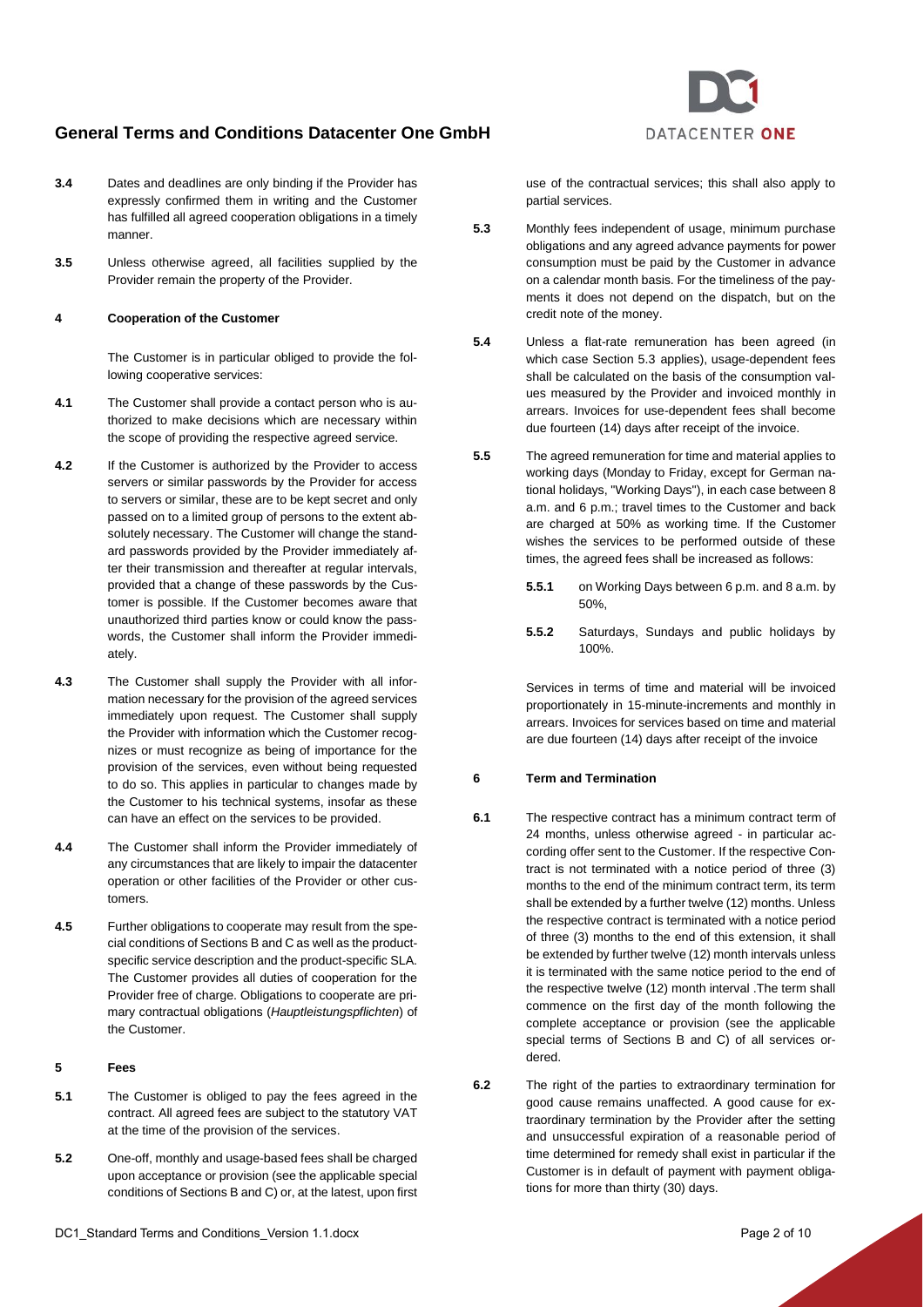**3.4** Dates and deadlines are only binding if the Provider has expressly confirmed them in writing and the Customer has fulfilled all agreed cooperation obligations in a timely manner.

**3.5** Unless otherwise agreed, all facilities supplied by the Provider remain the property of the Provider.

## 4 Cooperation of the Customer

The Customer is in particular obliged to provide the following cooperative services:

**4.1** The Customer shall provide a contact person who is authorized to make decisions which are necessary within the scope of providing the respective agreed service.

**4.2** If the Customer is authorized by the Provider to access servers or similar passwords by the Provider for access to servers or similar, these are to be kept secret and only passed on to a limited group of persons to the extent absolutely necessary. The Customer will change the standard passwords provided by the Provider immediately after their transmission and thereafter at regular intervals, provided that a change of these passwords by the Customer is possible. If the Customer becomes aware that unauthorized third parties know or could know the passwords, the Customer shall inform the Provider immediately.

**4.3** The Customer shall supply the Provider with all information necessary for the provision of the agreed services immediately upon request. The Customer shall supply the Provider with information which the Customer recognizes or must recognize as being of importance for the provision of the services, even without being requested to do so. This applies in particular to changes made by the Customer to his technical systems, insofar as these can have an effect on the services to be provided.

**4.4** The Customer shall inform the Provider immediately of any circumstances that are likely to impair the datacenter operation or other facilities of the Provider or other customers.

**4.5** Further obligations to cooperate may result from the special conditions of Sections B and C as well as the product-specific service description and the product-specific SLA. The Customer provides all duties of cooperation for the Provider free of charge. Obligations to cooperate are primary contractual obligations (*Hauptleistungspflichten*) of the Customer.

## 5 Fees

**5.1** The Customer is obliged to pay the fees agreed in the contract. All agreed fees are subject to the statutory VAT at the time of the provision of the services.

**5.2** One-off, monthly and usage-based fees shall be charged upon acceptance or provision (see the applicable special conditions of Sections B and C) or, at the latest, upon first use of the contractual services; this shall also apply to partial services.

**5.3** Monthly fees independent of usage, minimum purchase obligations and any agreed advance payments for power consumption must be paid by the Customer in advance on a calendar month basis. For the timeliness of the payments it does not depend on the dispatch, but on the credit note of the money.

**5.4** Unless a flat-rate remuneration has been agreed (in which case Section 5.3 applies), usage-dependent fees shall be calculated on the basis of the consumption values measured by the Provider and invoiced monthly in arrears. Invoices for use-dependent fees shall become due fourteen (14) days after receipt of the invoice.

**5.5** The agreed remuneration for time and material applies to working days (Monday to Friday, except for German national holidays, "Working Days"), in each case between 8 a.m. and 6 p.m.; travel times to the Customer and back are charged at 50% as working time. If the Customer wishes the services to be performed outside of these times, the agreed fees shall be increased as follows:

**5.5.1** on Working Days between 6 p.m. and 8 a.m. by 50%,

**5.5.2** Saturdays, Sundays and public holidays by 100%.

Services in terms of time and material will be invoiced proportionately in 15-minute-increments and monthly in arrears. Invoices for services based on time and material are due fourteen (14) days after receipt of the invoice

## 6 Term and Termination

**6.1** The respective contract has a minimum contract term of 24 months, unless otherwise agreed - in particular according offer sent to the Customer. If the respective Contract is not terminated with a notice period of three (3) months to the end of the minimum contract term, its term shall be extended by a further twelve (12) months. Unless the respective contract is terminated with a notice period of three (3) months to the end of this extension, it shall be extended by further twelve (12) month intervals unless it is terminated with the same notice period to the end of the respective twelve (12) month interval .The term shall commence on the first day of the month following the complete acceptance or provision (see the applicable special terms of Sections B and C) of all services ordered.

**6.2** The right of the parties to extraordinary termination for good cause remains unaffected. A good cause for extraordinary termination by the Provider after the setting and unsuccessful expiration of a reasonable period of time determined for remedy shall exist in particular if the Customer is in default of payment with payment obligations for more than thirty (30) days.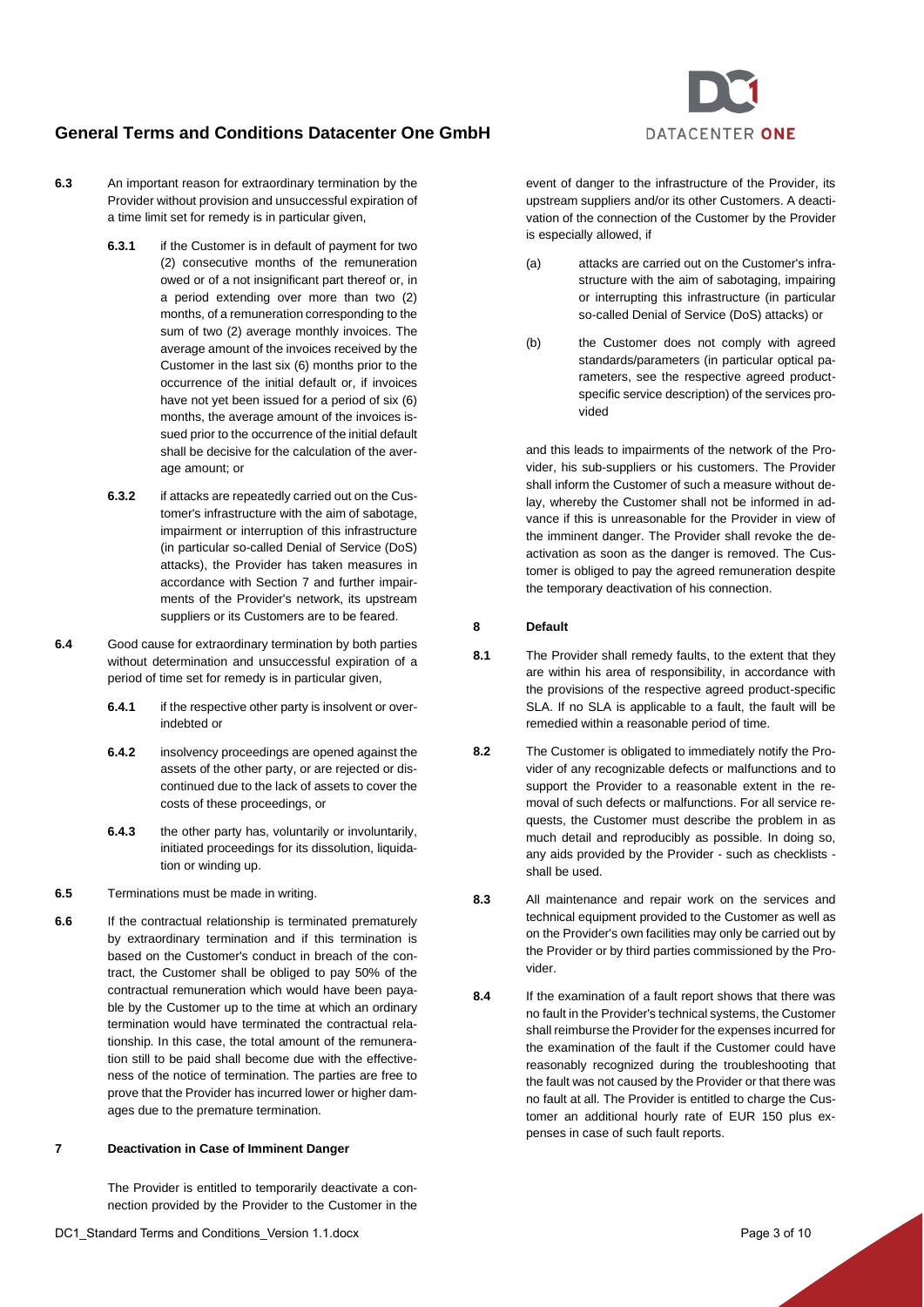**6.3** An important reason for extraordinary termination by the Provider without provision and unsuccessful expiration of a time limit set for remedy is in particular given,

**6.3.1** if the Customer is in default of payment for two (2) consecutive months of the remuneration owed or of a not insignificant part thereof or, in a period extending over more than two (2) months, of a remuneration corresponding to the sum of two (2) average monthly invoices. The average amount of the invoices received by the Customer in the last six (6) months prior to the occurrence of the initial default or, if invoices have not yet been issued for a period of six (6) months, the average amount of the invoices issued prior to the occurrence of the initial default shall be decisive for the calculation of the average amount; or

**6.3.2** if attacks are repeatedly carried out on the Customer's infrastructure with the aim of sabotage, impairment or interruption of this infrastructure (in particular so-called Denial of Service (DoS) attacks), the Provider has taken measures in accordance with Section 7 and further impairments of the Provider's network, its upstream suppliers or its Customers are to be feared.

**6.4** Good cause for extraordinary termination by both parties without determination and unsuccessful expiration of a period of time set for remedy is in particular given,

**6.4.1** if the respective other party is insolvent or over-indebted or

**6.4.2** insolvency proceedings are opened against the assets of the other party, or are rejected or discontinued due to the lack of assets to cover the costs of these proceedings, or

**6.4.3** the other party has, voluntarily or involuntarily, initiated proceedings for its dissolution, liquidation or winding up.

**6.5** Terminations must be made in writing.

**6.6** If the contractual relationship is terminated prematurely by extraordinary termination and if this termination is based on the Customer's conduct in breach of the contract, the Customer shall be obliged to pay 50% of the contractual remuneration which would have been payable by the Customer up to the time at which an ordinary termination would have terminated the contractual relationship. In this case, the total amount of the remuneration still to be paid shall become due with the effectiveness of the notice of termination. The parties are free to prove that the Provider has incurred lower or higher damages due to the premature termination.

## 7 Deactivation in Case of Imminent Danger

The Provider is entitled to temporarily deactivate a connection provided by the Provider to the Customer in the event of danger to the infrastructure of the Provider, its upstream suppliers and/or its other Customers. A deactivation of the connection of the Customer by the Provider is especially allowed, if

(a) attacks are carried out on the Customer's infrastructure with the aim of sabotaging, impairing or interrupting this infrastructure (in particular so-called Denial of Service (DoS) attacks) or

(b) the Customer does not comply with agreed standards/parameters (in particular optical parameters, see the respective agreed product-specific service description) of the services provided

and this leads to impairments of the network of the Provider, his sub-suppliers or his customers. The Provider shall inform the Customer of such a measure without delay, whereby the Customer shall not be informed in advance if this is unreasonable for the Provider in view of the imminent danger. The Provider shall revoke the deactivation as soon as the danger is removed. The Customer is obliged to pay the agreed remuneration despite the temporary deactivation of his connection.

## 8 Default

**8.1** The Provider shall remedy faults, to the extent that they are within his area of responsibility, in accordance with the provisions of the respective agreed product-specific SLA. If no SLA is applicable to a fault, the fault will be remedied within a reasonable period of time.

**8.2** The Customer is obligated to immediately notify the Provider of any recognizable defects or malfunctions and to support the Provider to a reasonable extent in the removal of such defects or malfunctions. For all service requests, the Customer must describe the problem in as much detail and reproducibly as possible. In doing so, any aids provided by the Provider - such as checklists - shall be used.

**8.3** All maintenance and repair work on the services and technical equipment provided to the Customer as well as on the Provider's own facilities may only be carried out by the Provider or by third parties commissioned by the Provider.

**8.4** If the examination of a fault report shows that there was no fault in the Provider's technical systems, the Customer shall reimburse the Provider for the expenses incurred for the examination of the fault if the Customer could have reasonably recognized during the troubleshooting that the fault was not caused by the Provider or that there was no fault at all. The Provider is entitled to charge the Customer an additional hourly rate of EUR 150 plus expenses in case of such fault reports.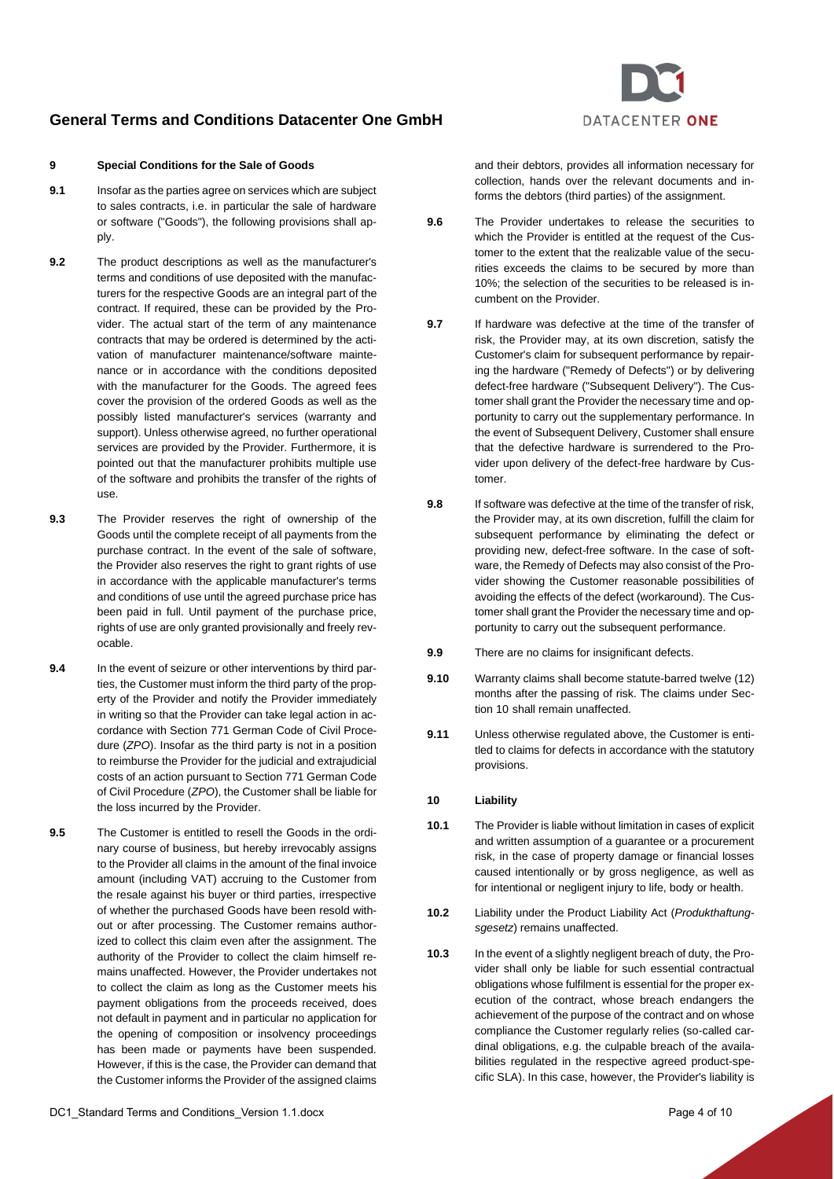## 9 Special Conditions for the Sale of Goods

**9.1** Insofar as the parties agree on services which are subject to sales contracts, i.e. in particular the sale of hardware or software ("Goods"), the following provisions shall apply.

**9.2** The product descriptions as well as the manufacturer's terms and conditions of use deposited with the manufacturers for the respective Goods are an integral part of the contract. If required, these can be provided by the Provider. The actual start of the term of any maintenance contracts that may be ordered is determined by the activation of manufacturer maintenance/software maintenance or in accordance with the conditions deposited with the manufacturer for the Goods. The agreed fees cover the provision of the ordered Goods as well as the possibly listed manufacturer's services (warranty and support). Unless otherwise agreed, no further operational services are provided by the Provider. Furthermore, it is pointed out that the manufacturer prohibits multiple use of the software and prohibits the transfer of the rights of use.

**9.3** The Provider reserves the right of ownership of the Goods until the complete receipt of all payments from the purchase contract. In the event of the sale of software, the Provider also reserves the right to grant rights of use in accordance with the applicable manufacturer's terms and conditions of use until the agreed purchase price has been paid in full. Until payment of the purchase price, rights of use are only granted provisionally and freely revocable.

**9.4** In the event of seizure or other interventions by third parties, the Customer must inform the third party of the property of the Provider and notify the Provider immediately in writing so that the Provider can take legal action in accordance with Section 771 German Code of Civil Procedure (*ZPO*). Insofar as the third party is not in a position to reimburse the Provider for the judicial and extrajudicial costs of an action pursuant to Section 771 German Code of Civil Procedure (*ZPO*), the Customer shall be liable for the loss incurred by the Provider.

**9.5** The Customer is entitled to resell the Goods in the ordinary course of business, but hereby irrevocably assigns to the Provider all claims in the amount of the final invoice amount (including VAT) accruing to the Customer from the resale against his buyer or third parties, irrespective of whether the purchased Goods have been resold without or after processing. The Customer remains authorized to collect this claim even after the assignment. The authority of the Provider to collect the claim himself remains unaffected. However, the Provider undertakes not to collect the claim as long as the Customer meets his payment obligations from the proceeds received, does not default in payment and in particular no application for the opening of composition or insolvency proceedings has been made or payments have been suspended. However, if this is the case, the Provider can demand that the Customer informs the Provider of the assigned claims and their debtors, provides all information necessary for collection, hands over the relevant documents and informs the debtors (third parties) of the assignment.

**9.6** The Provider undertakes to release the securities to which the Provider is entitled at the request of the Customer to the extent that the realizable value of the securities exceeds the claims to be secured by more than 10%; the selection of the securities to be released is incumbent on the Provider.

**9.7** If hardware was defective at the time of the transfer of risk, the Provider may, at its own discretion, satisfy the Customer's claim for subsequent performance by repairing the hardware ("Remedy of Defects") or by delivering defect-free hardware ("Subsequent Delivery"). The Customer shall grant the Provider the necessary time and opportunity to carry out the supplementary performance. In the event of Subsequent Delivery, Customer shall ensure that the defective hardware is surrendered to the Provider upon delivery of the defect-free hardware by Customer.

**9.8** If software was defective at the time of the transfer of risk, the Provider may, at its own discretion, fulfill the claim for subsequent performance by eliminating the defect or providing new, defect-free software. In the case of software, the Remedy of Defects may also consist of the Provider showing the Customer reasonable possibilities of avoiding the effects of the defect (workaround). The Customer shall grant the Provider the necessary time and opportunity to carry out the subsequent performance.

**9.9** There are no claims for insignificant defects.

**9.10** Warranty claims shall become statute-barred twelve (12) months after the passing of risk. The claims under Section 10 shall remain unaffected.

**9.11** Unless otherwise regulated above, the Customer is entitled to claims for defects in accordance with the statutory provisions.

## 10 Liability

**10.1** The Provider is liable without limitation in cases of explicit and written assumption of a guarantee or a procurement risk, in the case of property damage or financial losses caused intentionally or by gross negligence, as well as for intentional or negligent injury to life, body or health.

**10.2** Liability under the Product Liability Act (*Produkthaftungsgesetz*) remains unaffected.

**10.3** In the event of a slightly negligent breach of duty, the Provider shall only be liable for such essential contractual obligations whose fulfilment is essential for the proper execution of the contract, whose breach endangers the achievement of the purpose of the contract and on whose compliance the Customer regularly relies (so-called cardinal obligations, e.g. the culpable breach of the availabilities regulated in the respective agreed product-specific SLA). In this case, however, the Provider's liability is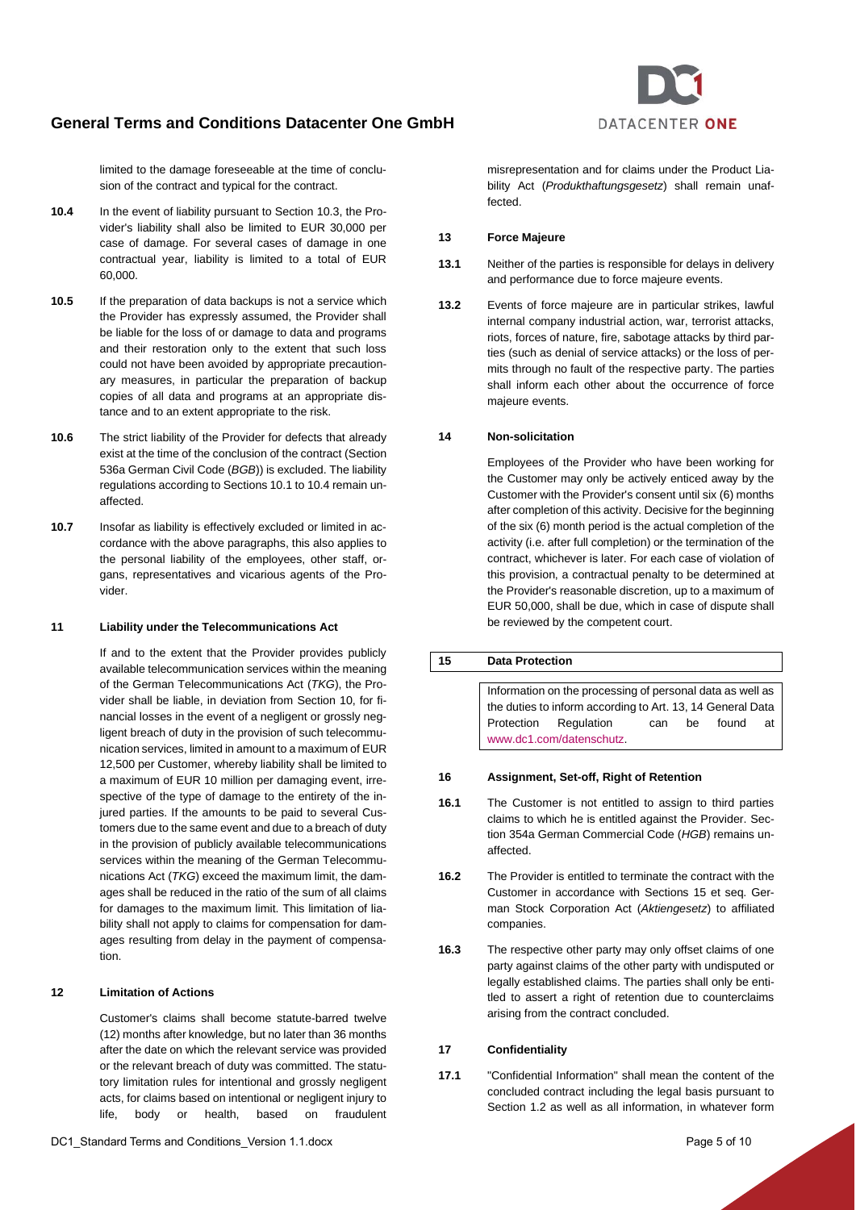limited to the damage foreseeable at the time of conclusion of the contract and typical for the contract.

**10.4** In the event of liability pursuant to Section 10.3, the Provider's liability shall also be limited to EUR 30,000 per case of damage. For several cases of damage in one contractual year, liability is limited to a total of EUR 60,000.

**10.5** If the preparation of data backups is not a service which the Provider has expressly assumed, the Provider shall be liable for the loss of or damage to data and programs and their restoration only to the extent that such loss could not have been avoided by appropriate precautionary measures, in particular the preparation of backup copies of all data and programs at an appropriate distance and to an extent appropriate to the risk.

**10.6** The strict liability of the Provider for defects that already exist at the time of the conclusion of the contract (Section 536a German Civil Code (*BGB*)) is excluded. The liability regulations according to Sections 10.1 to 10.4 remain unaffected.

**10.7** Insofar as liability is effectively excluded or limited in accordance with the above paragraphs, this also applies to the personal liability of the employees, other staff, organs, representatives and vicarious agents of the Provider.

## 11 Liability under the Telecommunications Act

If and to the extent that the Provider provides publicly available telecommunication services within the meaning of the German Telecommunications Act (*TKG*), the Provider shall be liable, in deviation from Section 10, for financial losses in the event of a negligent or grossly negligent breach of duty in the provision of such telecommunication services, limited in amount to a maximum of EUR 12,500 per Customer, whereby liability shall be limited to a maximum of EUR 10 million per damaging event, irrespective of the type of damage to the entirety of the injured parties. If the amounts to be paid to several Customers due to the same event and due to a breach of duty in the provision of publicly available telecommunications services within the meaning of the German Telecommunications Act (*TKG*) exceed the maximum limit, the damages shall be reduced in the ratio of the sum of all claims for damages to the maximum limit. This limitation of liability shall not apply to claims for compensation for damages resulting from delay in the payment of compensation.

## 12 Limitation of Actions

Customer's claims shall become statute-barred twelve (12) months after knowledge, but no later than 36 months after the date on which the relevant service was provided or the relevant breach of duty was committed. The statutory limitation rules for intentional and grossly negligent acts, for claims based on intentional or negligent injury to life, body or health, based on fraudulent misrepresentation and for claims under the Product Liability Act (*Produkthaftungsgesetz*) shall remain unaffected.

## 13 Force Majeure

**13.1** Neither of the parties is responsible for delays in delivery and performance due to force majeure events.

**13.2** Events of force majeure are in particular strikes, lawful internal company industrial action, war, terrorist attacks, riots, forces of nature, fire, sabotage attacks by third parties (such as denial of service attacks) or the loss of permits through no fault of the respective party. The parties shall inform each other about the occurrence of force majeure events.

## 14 Non-solicitation

Employees of the Provider who have been working for the Customer may only be actively enticed away by the Customer with the Provider's consent until six (6) months after completion of this activity. Decisive for the beginning of the six (6) month period is the actual completion of the activity (i.e. after full completion) or the termination of the contract, whichever is later. For each case of violation of this provision, a contractual penalty to be determined at the Provider's reasonable discretion, up to a maximum of EUR 50,000, shall be due, which in case of dispute shall be reviewed by the competent court.

## 15 Data Protection

Information on the processing of personal data as well as the duties to inform according to Art. 13, 14 General Data Protection Regulation can be found at www.dc1.com/datenschutz.

## 16 Assignment, Set-off, Right of Retention

**16.1** The Customer is not entitled to assign to third parties claims to which he is entitled against the Provider. Section 354a German Commercial Code (*HGB*) remains unaffected.

**16.2** The Provider is entitled to terminate the contract with the Customer in accordance with Sections 15 et seq. German Stock Corporation Act (*Aktiengesetz*) to affiliated companies.

**16.3** The respective other party may only offset claims of one party against claims of the other party with undisputed or legally established claims. The parties shall only be entitled to assert a right of retention due to counterclaims arising from the contract concluded.

## 17 Confidentiality

**17.1** "Confidential Information" shall mean the content of the concluded contract including the legal basis pursuant to Section 1.2 as well as all information, in whatever form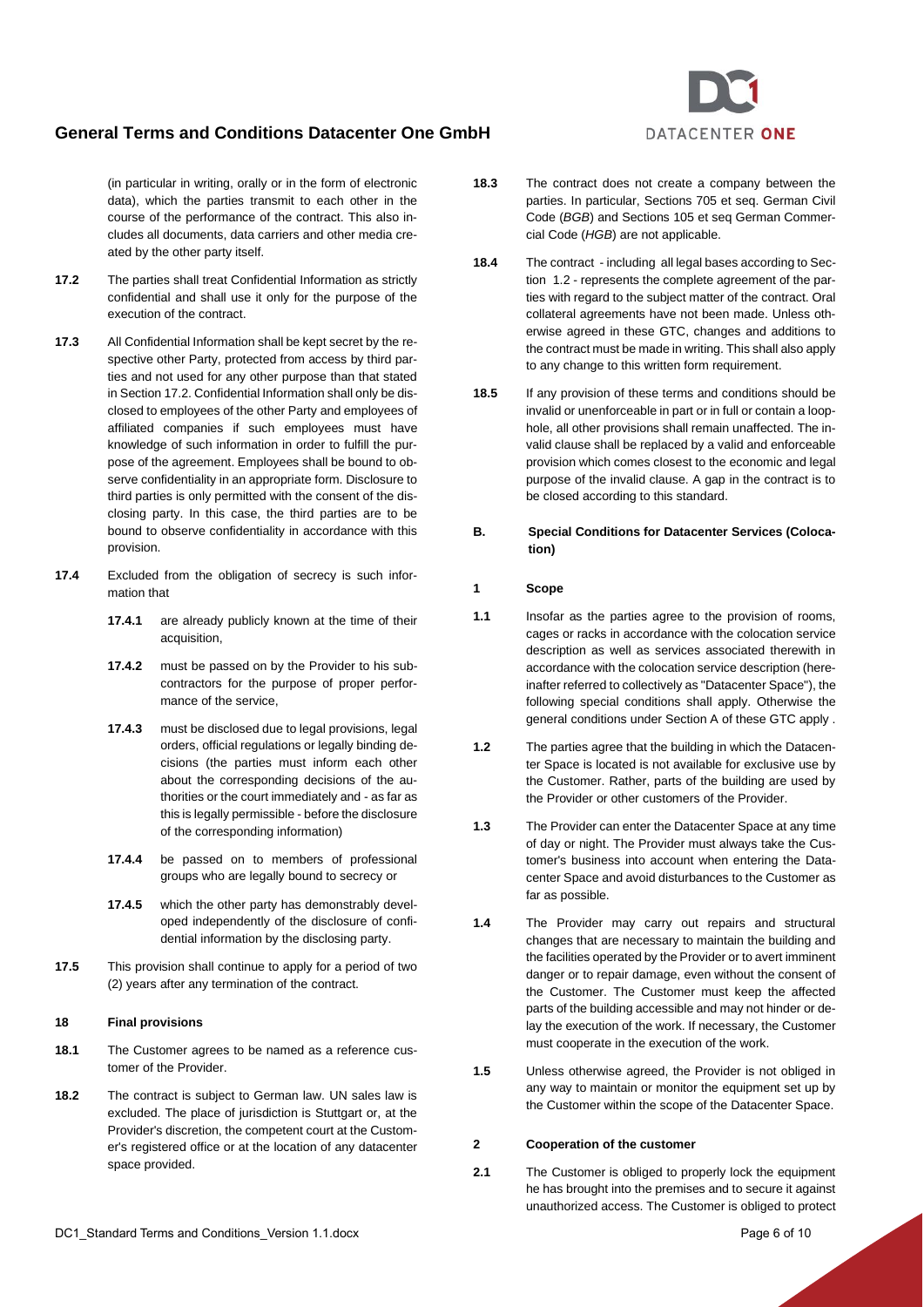(in particular in writing, orally or in the form of electronic data), which the parties transmit to each other in the course of the performance of the contract. This also includes all documents, data carriers and other media created by the other party itself.

**17.2** The parties shall treat Confidential Information as strictly confidential and shall use it only for the purpose of the execution of the contract.

**17.3** All Confidential Information shall be kept secret by the respective other Party, protected from access by third parties and not used for any other purpose than that stated in Section 17.2. Confidential Information shall only be disclosed to employees of the other Party and employees of affiliated companies if such employees must have knowledge of such information in order to fulfill the purpose of the agreement. Employees shall be bound to observe confidentiality in an appropriate form. Disclosure to third parties is only permitted with the consent of the disclosing party. In this case, the third parties are to be bound to observe confidentiality in accordance with this provision.

**17.4** Excluded from the obligation of secrecy is such information that

- **17.4.1** are already publicly known at the time of their acquisition,
- **17.4.2** must be passed on by the Provider to his subcontractors for the purpose of proper performance of the service,
- **17.4.3** must be disclosed due to legal provisions, legal orders, official regulations or legally binding decisions (the parties must inform each other about the corresponding decisions of the authorities or the court immediately and - as far as this is legally permissible - before the disclosure of the corresponding information)
- **17.4.4** be passed on to members of professional groups who are legally bound to secrecy or
- **17.4.5** which the other party has demonstrably developed independently of the disclosure of confidential information by the disclosing party.

**17.5** This provision shall continue to apply for a period of two (2) years after any termination of the contract.

### 18 Final provisions

**18.1** The Customer agrees to be named as a reference customer of the Provider.

**18.2** The contract is subject to German law. UN sales law is excluded. The place of jurisdiction is Stuttgart or, at the Provider's discretion, the competent court at the Customer's registered office or at the location of any datacenter space provided.

**18.3** The contract does not create a company between the parties. In particular, Sections 705 et seq. German Civil Code (*BGB*) and Sections 105 et seq German Commercial Code (*HGB*) are not applicable.

**18.4** The contract - including all legal bases according to Section 1.2 - represents the complete agreement of the parties with regard to the subject matter of the contract. Oral collateral agreements have not been made. Unless otherwise agreed in these GTC, changes and additions to the contract must be made in writing. This shall also apply to any change to this written form requirement.

**18.5** If any provision of these terms and conditions should be invalid or unenforceable in part or in full or contain a loophole, all other provisions shall remain unaffected. The invalid clause shall be replaced by a valid and enforceable provision which comes closest to the economic and legal purpose of the invalid clause. A gap in the contract is to be closed according to this standard.

## B. Special Conditions for Datacenter Services (Colocation)

### 1 Scope

**1.1** Insofar as the parties agree to the provision of rooms, cages or racks in accordance with the colocation service description as well as services associated therewith in accordance with the colocation service description (hereinafter referred to collectively as "Datacenter Space"), the following special conditions shall apply. Otherwise the general conditions under Section A of these GTC apply .

**1.2** The parties agree that the building in which the Datacenter Space is located is not available for exclusive use by the Customer. Rather, parts of the building are used by the Provider or other customers of the Provider.

**1.3** The Provider can enter the Datacenter Space at any time of day or night. The Provider must always take the Customer's business into account when entering the Datacenter Space and avoid disturbances to the Customer as far as possible.

**1.4** The Provider may carry out repairs and structural changes that are necessary to maintain the building and the facilities operated by the Provider or to avert imminent danger or to repair damage, even without the consent of the Customer. The Customer must keep the affected parts of the building accessible and may not hinder or delay the execution of the work. If necessary, the Customer must cooperate in the execution of the work.

**1.5** Unless otherwise agreed, the Provider is not obliged in any way to maintain or monitor the equipment set up by the Customer within the scope of the Datacenter Space.

### 2 Cooperation of the customer

**2.1** The Customer is obliged to properly lock the equipment he has brought into the premises and to secure it against unauthorized access. The Customer is obliged to protect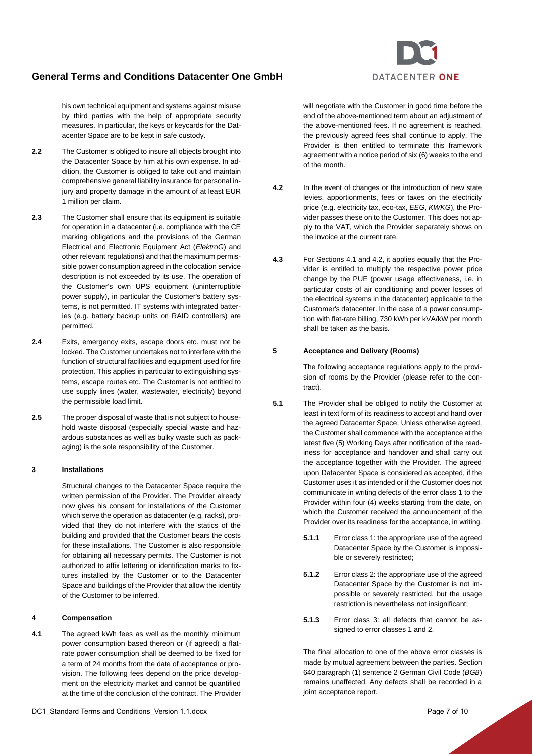his own technical equipment and systems against misuse by third parties with the help of appropriate security measures. In particular, the keys or keycards for the Datacenter Space are to be kept in safe custody.

**2.2** The Customer is obliged to insure all objects brought into the Datacenter Space by him at his own expense. In addition, the Customer is obliged to take out and maintain comprehensive general liability insurance for personal injury and property damage in the amount of at least EUR 1 million per claim.

**2.3** The Customer shall ensure that its equipment is suitable for operation in a datacenter (i.e. compliance with the CE marking obligations and the provisions of the German Electrical and Electronic Equipment Act (*ElektroG*) and other relevant regulations) and that the maximum permissible power consumption agreed in the colocation service description is not exceeded by its use. The operation of the Customer's own UPS equipment (uninterruptible power supply), in particular the Customer's battery systems, is not permitted. IT systems with integrated batteries (e.g. battery backup units on RAID controllers) are permitted.

**2.4** Exits, emergency exits, escape doors etc. must not be locked. The Customer undertakes not to interfere with the function of structural facilities and equipment used for fire protection. This applies in particular to extinguishing systems, escape routes etc. The Customer is not entitled to use supply lines (water, wastewater, electricity) beyond the permissible load limit.

**2.5** The proper disposal of waste that is not subject to household waste disposal (especially special waste and hazardous substances as well as bulky waste such as packaging) is the sole responsibility of the Customer.

## 3 Installations

Structural changes to the Datacenter Space require the written permission of the Provider. The Provider already now gives his consent for installations of the Customer which serve the operation as datacenter (e.g. racks), provided that they do not interfere with the statics of the building and provided that the Customer bears the costs for these installations. The Customer is also responsible for obtaining all necessary permits. The Customer is not authorized to affix lettering or identification marks to fixtures installed by the Customer or to the Datacenter Space and buildings of the Provider that allow the identity of the Customer to be inferred.

## 4 Compensation

**4.1** The agreed kWh fees as well as the monthly minimum power consumption based thereon or (if agreed) a flat-rate power consumption shall be deemed to be fixed for a term of 24 months from the date of acceptance or provision. The following fees depend on the price development on the electricity market and cannot be quantified at the time of the conclusion of the contract. The Provider will negotiate with the Customer in good time before the end of the above-mentioned term about an adjustment of the above-mentioned fees. If no agreement is reached, the previously agreed fees shall continue to apply. The Provider is then entitled to terminate this framework agreement with a notice period of six (6) weeks to the end of the month.

**4.2** In the event of changes or the introduction of new state levies, apportionments, fees or taxes on the electricity price (e.g. electricity tax, eco-tax, *EEG*, *KWKG*), the Provider passes these on to the Customer. This does not apply to the VAT, which the Provider separately shows on the invoice at the current rate.

**4.3** For Sections 4.1 and 4.2, it applies equally that the Provider is entitled to multiply the respective power price change by the PUE (power usage effectiveness, i.e. in particular costs of air conditioning and power losses of the electrical systems in the datacenter) applicable to the Customer's datacenter. In the case of a power consumption with flat-rate billing, 730 kWh per kVA/kW per month shall be taken as the basis.

## 5 Acceptance and Delivery (Rooms)

The following acceptance regulations apply to the provision of rooms by the Provider (please refer to the contract).

**5.1** The Provider shall be obliged to notify the Customer at least in text form of its readiness to accept and hand over the agreed Datacenter Space. Unless otherwise agreed, the Customer shall commence with the acceptance at the latest five (5) Working Days after notification of the readiness for acceptance and handover and shall carry out the acceptance together with the Provider. The agreed upon Datacenter Space is considered as accepted, if the Customer uses it as intended or if the Customer does not communicate in writing defects of the error class 1 to the Provider within four (4) weeks starting from the date, on which the Customer received the announcement of the Provider over its readiness for the acceptance, in writing.

- **5.1.1** Error class 1: the appropriate use of the agreed Datacenter Space by the Customer is impossible or severely restricted;
- **5.1.2** Error class 2: the appropriate use of the agreed Datacenter Space by the Customer is not impossible or severely restricted, but the usage restriction is nevertheless not insignificant;
- **5.1.3** Error class 3: all defects that cannot be assigned to error classes 1 and 2.

The final allocation to one of the above error classes is made by mutual agreement between the parties. Section 640 paragraph (1) sentence 2 German Civil Code (*BGB*) remains unaffected. Any defects shall be recorded in a joint acceptance report.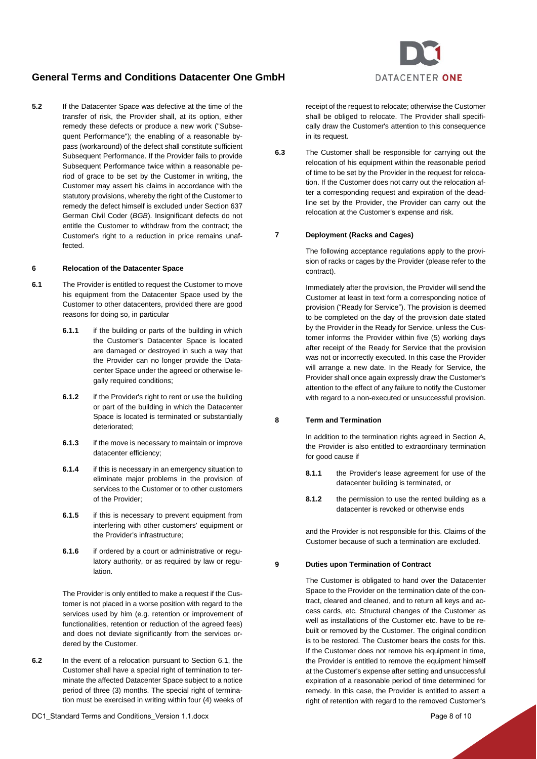**5.2** If the Datacenter Space was defective at the time of the transfer of risk, the Provider shall, at its option, either remedy these defects or produce a new work ("Subsequent Performance"); the enabling of a reasonable bypass (workaround) of the defect shall constitute sufficient Subsequent Performance. If the Provider fails to provide Subsequent Performance twice within a reasonable period of grace to be set by the Customer in writing, the Customer may assert his claims in accordance with the statutory provisions, whereby the right of the Customer to remedy the defect himself is excluded under Section 637 German Civil Coder (*BGB*). Insignificant defects do not entitle the Customer to withdraw from the contract; the Customer's right to a reduction in price remains unaffected.

## 6 Relocation of the Datacenter Space

**6.1** The Provider is entitled to request the Customer to move his equipment from the Datacenter Space used by the Customer to other datacenters, provided there are good reasons for doing so, in particular

**6.1.1** if the building or parts of the building in which the Customer's Datacenter Space is located are damaged or destroyed in such a way that the Provider can no longer provide the Datacenter Space under the agreed or otherwise legally required conditions;

**6.1.2** if the Provider's right to rent or use the building or part of the building in which the Datacenter Space is located is terminated or substantially deteriorated;

**6.1.3** if the move is necessary to maintain or improve datacenter efficiency;

**6.1.4** if this is necessary in an emergency situation to eliminate major problems in the provision of services to the Customer or to other customers of the Provider;

**6.1.5** if this is necessary to prevent equipment from interfering with other customers' equipment or the Provider's infrastructure;

**6.1.6** if ordered by a court or administrative or regulatory authority, or as required by law or regulation.

The Provider is only entitled to make a request if the Customer is not placed in a worse position with regard to the services used by him (e.g. retention or improvement of functionalities, retention or reduction of the agreed fees) and does not deviate significantly from the services ordered by the Customer.

**6.2** In the event of a relocation pursuant to Section 6.1, the Customer shall have a special right of termination to terminate the affected Datacenter Space subject to a notice period of three (3) months. The special right of termination must be exercised in writing within four (4) weeks of receipt of the request to relocate; otherwise the Customer shall be obliged to relocate. The Provider shall specifically draw the Customer's attention to this consequence in its request.

**6.3** The Customer shall be responsible for carrying out the relocation of his equipment within the reasonable period of time to be set by the Provider in the request for relocation. If the Customer does not carry out the relocation after a corresponding request and expiration of the deadline set by the Provider, the Provider can carry out the relocation at the Customer's expense and risk.

## 7 Deployment (Racks and Cages)

The following acceptance regulations apply to the provision of racks or cages by the Provider (please refer to the contract).

Immediately after the provision, the Provider will send the Customer at least in text form a corresponding notice of provision ("Ready for Service"). The provision is deemed to be completed on the day of the provision date stated by the Provider in the Ready for Service, unless the Customer informs the Provider within five (5) working days after receipt of the Ready for Service that the provision was not or incorrectly executed. In this case the Provider will arrange a new date. In the Ready for Service, the Provider shall once again expressly draw the Customer's attention to the effect of any failure to notify the Customer with regard to a non-executed or unsuccessful provision.

## 8 Term and Termination

In addition to the termination rights agreed in Section A, the Provider is also entitled to extraordinary termination for good cause if

**8.1.1** the Provider's lease agreement for use of the datacenter building is terminated, or

**8.1.2** the permission to use the rented building as a datacenter is revoked or otherwise ends

and the Provider is not responsible for this. Claims of the Customer because of such a termination are excluded.

## 9 Duties upon Termination of Contract

The Customer is obligated to hand over the Datacenter Space to the Provider on the termination date of the contract, cleared and cleaned, and to return all keys and access cards, etc. Structural changes of the Customer as well as installations of the Customer etc. have to be rebuilt or removed by the Customer. The original condition is to be restored. The Customer bears the costs for this. If the Customer does not remove his equipment in time, the Provider is entitled to remove the equipment himself at the Customer's expense after setting and unsuccessful expiration of a reasonable period of time determined for remedy. In this case, the Provider is entitled to assert a right of retention with regard to the removed Customer's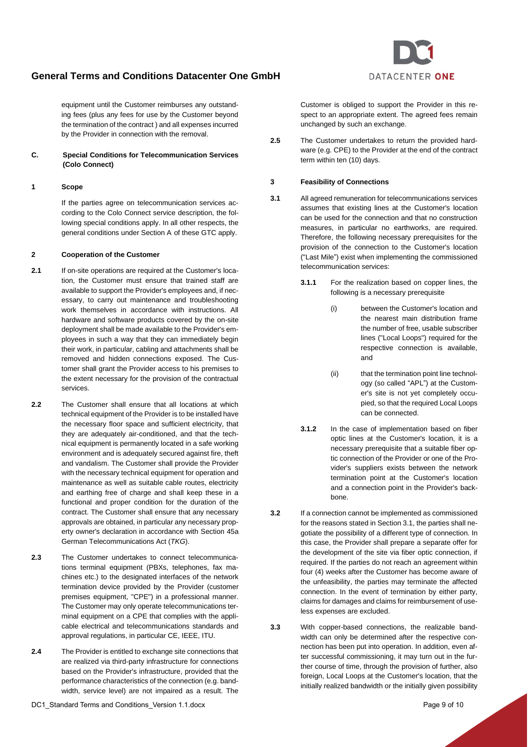equipment until the Customer reimburses any outstanding fees (plus any fees for use by the Customer beyond the termination of the contract ) and all expenses incurred by the Provider in connection with the removal.

## C. Special Conditions for Telecommunication Services (Colo Connect)

### 1 Scope

If the parties agree on telecommunication services according to the Colo Connect service description, the following special conditions apply. In all other respects, the general conditions under Section A of these GTC apply.

### 2 Cooperation of the Customer

**2.1** If on-site operations are required at the Customer's location, the Customer must ensure that trained staff are available to support the Provider's employees and, if necessary, to carry out maintenance and troubleshooting work themselves in accordance with instructions. All hardware and software products covered by the on-site deployment shall be made available to the Provider's employees in such a way that they can immediately begin their work, in particular, cabling and attachments shall be removed and hidden connections exposed. The Customer shall grant the Provider access to his premises to the extent necessary for the provision of the contractual services.

**2.2** The Customer shall ensure that all locations at which technical equipment of the Provider is to be installed have the necessary floor space and sufficient electricity, that they are adequately air-conditioned, and that the technical equipment is permanently located in a safe working environment and is adequately secured against fire, theft and vandalism. The Customer shall provide the Provider with the necessary technical equipment for operation and maintenance as well as suitable cable routes, electricity and earthing free of charge and shall keep these in a functional and proper condition for the duration of the contract. The Customer shall ensure that any necessary approvals are obtained, in particular any necessary property owner's declaration in accordance with Section 45a German Telecommunications Act (*TKG*).

**2.3** The Customer undertakes to connect telecommunications terminal equipment (PBXs, telephones, fax machines etc.) to the designated interfaces of the network termination device provided by the Provider (customer premises equipment, "CPE") in a professional manner. The Customer may only operate telecommunications terminal equipment on a CPE that complies with the applicable electrical and telecommunications standards and approval regulations, in particular CE, IEEE, ITU.

**2.4** The Provider is entitled to exchange site connections that are realized via third-party infrastructure for connections based on the Provider's infrastructure, provided that the performance characteristics of the connection (e.g. bandwidth, service level) are not impaired as a result. The Customer is obliged to support the Provider in this respect to an appropriate extent. The agreed fees remain unchanged by such an exchange.

**2.5** The Customer undertakes to return the provided hardware (e.g. CPE) to the Provider at the end of the contract term within ten (10) days.

### 3 Feasibility of Connections

**3.1** All agreed remuneration for telecommunications services assumes that existing lines at the Customer's location can be used for the connection and that no construction measures, in particular no earthworks, are required. Therefore, the following necessary prerequisites for the provision of the connection to the Customer's location ("Last Mile") exist when implementing the commissioned telecommunication services:

**3.1.1** For the realization based on copper lines, the following is a necessary prerequisite

(i) between the Customer's location and the nearest main distribution frame the number of free, usable subscriber lines ("Local Loops") required for the respective connection is available, and

(ii) that the termination point line technology (so called "APL") at the Customer's site is not yet completely occupied, so that the required Local Loops can be connected.

**3.1.2** In the case of implementation based on fiber optic lines at the Customer's location, it is a necessary prerequisite that a suitable fiber optic connection of the Provider or one of the Provider's suppliers exists between the network termination point at the Customer's location and a connection point in the Provider's backbone.

**3.2** If a connection cannot be implemented as commissioned for the reasons stated in Section 3.1, the parties shall negotiate the possibility of a different type of connection. In this case, the Provider shall prepare a separate offer for the development of the site via fiber optic connection, if required. If the parties do not reach an agreement within four (4) weeks after the Customer has become aware of the unfeasibility, the parties may terminate the affected connection. In the event of termination by either party, claims for damages and claims for reimbursement of useless expenses are excluded.

**3.3** With copper-based connections, the realizable bandwidth can only be determined after the respective connection has been put into operation. In addition, even after successful commissioning, it may turn out in the further course of time, through the provision of further, also foreign, Local Loops at the Customer's location, that the initially realized bandwidth or the initially given possibility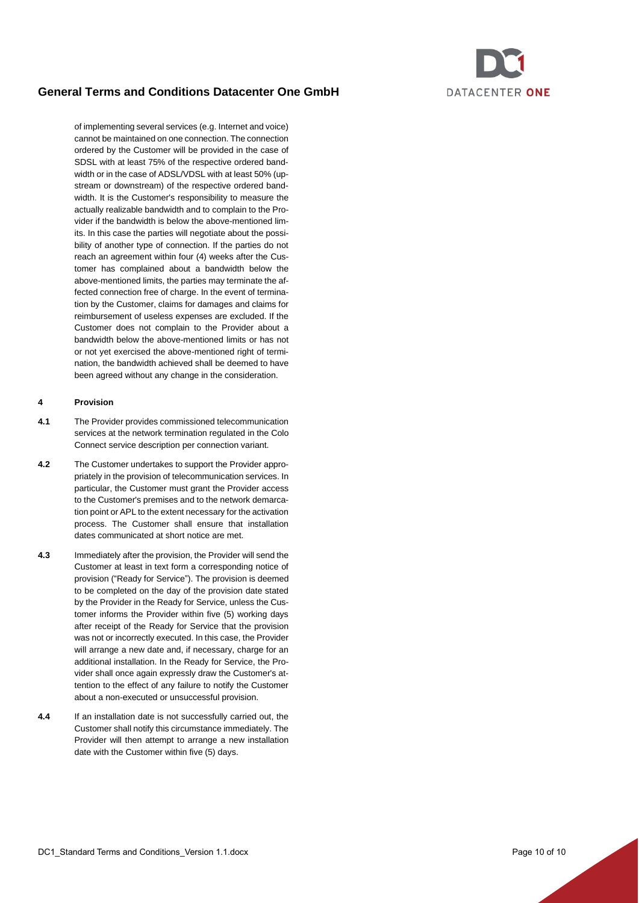of implementing several services (e.g. Internet and voice) cannot be maintained on one connection. The connection ordered by the Customer will be provided in the case of SDSL with at least 75% of the respective ordered bandwidth or in the case of ADSL/VDSL with at least 50% (upstream or downstream) of the respective ordered bandwidth. It is the Customer's responsibility to measure the actually realizable bandwidth and to complain to the Provider if the bandwidth is below the above-mentioned limits. In this case the parties will negotiate about the possibility of another type of connection. If the parties do not reach an agreement within four (4) weeks after the Customer has complained about a bandwidth below the above-mentioned limits, the parties may terminate the affected connection free of charge. In the event of termination by the Customer, claims for damages and claims for reimbursement of useless expenses are excluded. If the Customer does not complain to the Provider about a bandwidth below the above-mentioned limits or has not or not yet exercised the above-mentioned right of termination, the bandwidth achieved shall be deemed to have been agreed without any change in the consideration.

## 4 Provision

**4.1** The Provider provides commissioned telecommunication services at the network termination regulated in the Colo Connect service description per connection variant.

**4.2** The Customer undertakes to support the Provider appropriately in the provision of telecommunication services. In particular, the Customer must grant the Provider access to the Customer's premises and to the network demarcation point or APL to the extent necessary for the activation process. The Customer shall ensure that installation dates communicated at short notice are met.

**4.3** Immediately after the provision, the Provider will send the Customer at least in text form a corresponding notice of provision ("Ready for Service"). The provision is deemed to be completed on the day of the provision date stated by the Provider in the Ready for Service, unless the Customer informs the Provider within five (5) working days after receipt of the Ready for Service that the provision was not or incorrectly executed. In this case, the Provider will arrange a new date and, if necessary, charge for an additional installation. In the Ready for Service, the Provider shall once again expressly draw the Customer's attention to the effect of any failure to notify the Customer about a non-executed or unsuccessful provision.

**4.4** If an installation date is not successfully carried out, the Customer shall notify this circumstance immediately. The Provider will then attempt to arrange a new installation date with the Customer within five (5) days.